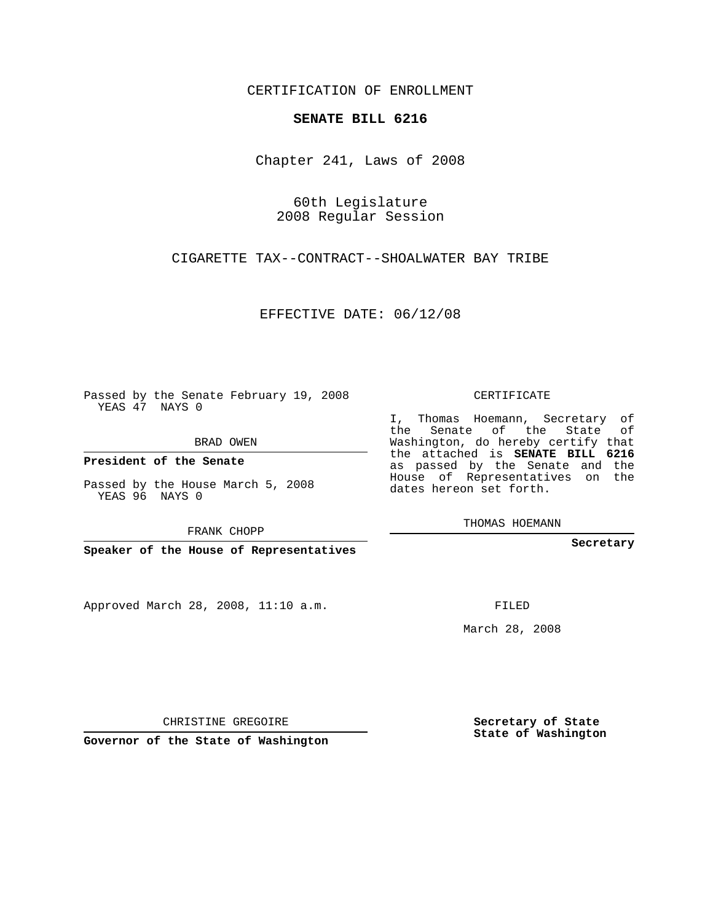CERTIFICATION OF ENROLLMENT

**SENATE BILL 6216**

Chapter 241, Laws of 2008

60th Legislature
2008 Regular Session

CIGARETTE TAX--CONTRACT--SHOALWATER BAY TRIBE

EFFECTIVE DATE: 06/12/08

Passed by the Senate February 19, 2008
YEAS 47 NAYS 0

BRAD OWEN

**President of the Senate**

Passed by the House March 5, 2008
YEAS 96 NAYS 0

FRANK CHOPP

**Speaker of the House of Representatives**

CERTIFICATE

I, Thomas Hoemann, Secretary of the Senate of the State of Washington, do hereby certify that the attached is **SENATE BILL 6216** as passed by the Senate and the House of Representatives on the dates hereon set forth.

THOMAS HOEMANN

**Secretary**

Approved March 28, 2008, 11:10 a.m.

FILED

March 28, 2008

CHRISTINE GREGOIRE

**Governor of the State of Washington**

**Secretary of State**
**State of Washington**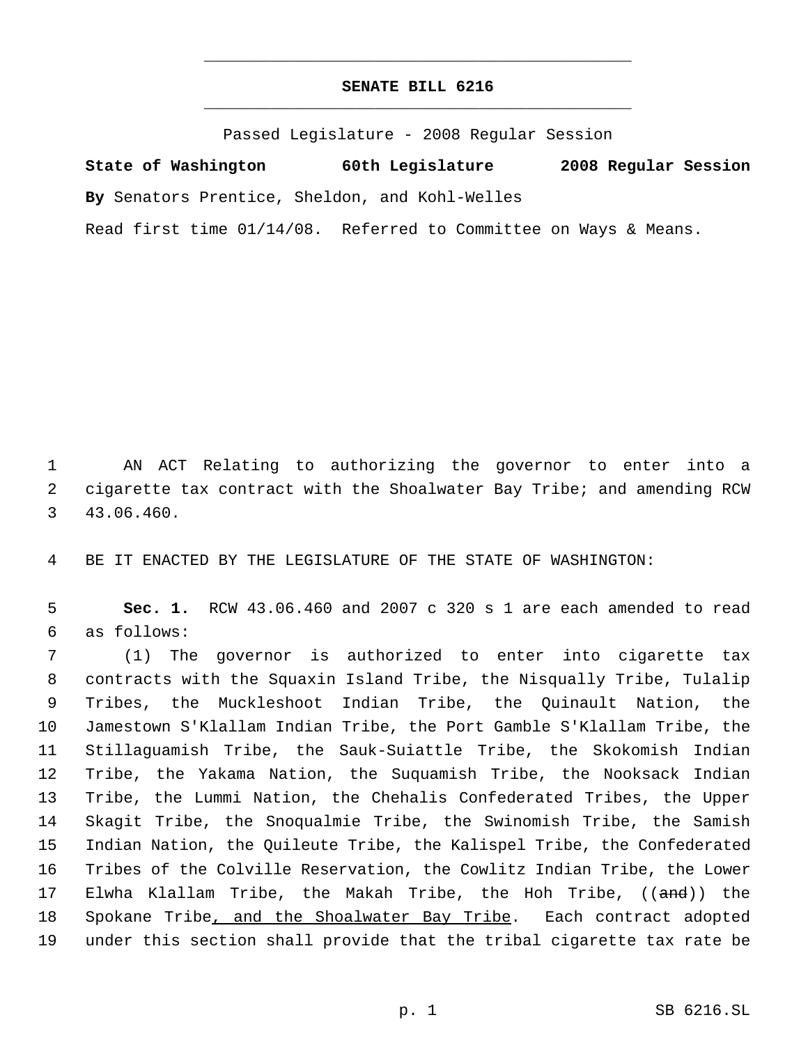**SENATE BILL 6216**

Passed Legislature - 2008 Regular Session

**State of Washington 60th Legislature 2008 Regular Session**

**By** Senators Prentice, Sheldon, and Kohl-Welles

Read first time 01/14/08. Referred to Committee on Ways & Means.

1 AN ACT Relating to authorizing the governor to enter into a
2 cigarette tax contract with the Shoalwater Bay Tribe; and amending RCW
3 43.06.460.

4 BE IT ENACTED BY THE LEGISLATURE OF THE STATE OF WASHINGTON:

5 **Sec. 1.** RCW 43.06.460 and 2007 c 320 s 1 are each amended to read
6 as follows:

7 (1) The governor is authorized to enter into cigarette tax
8 contracts with the Squaxin Island Tribe, the Nisqually Tribe, Tulalip
9 Tribes, the Muckleshoot Indian Tribe, the Quinault Nation, the
10 Jamestown S'Klallam Indian Tribe, the Port Gamble S'Klallam Tribe, the
11 Stillaguamish Tribe, the Sauk-Suiattle Tribe, the Skokomish Indian
12 Tribe, the Yakama Nation, the Suquamish Tribe, the Nooksack Indian
13 Tribe, the Lummi Nation, the Chehalis Confederated Tribes, the Upper
14 Skagit Tribe, the Snoqualmie Tribe, the Swinomish Tribe, the Samish
15 Indian Nation, the Quileute Tribe, the Kalispel Tribe, the Confederated
16 Tribes of the Colville Reservation, the Cowlitz Indian Tribe, the Lower
17 Elwha Klallam Tribe, the Makah Tribe, the Hoh Tribe, ((~~and~~)) the
18 Spokane Tribe<u>, and the Shoalwater Bay Tribe</u>. Each contract adopted
19 under this section shall provide that the tribal cigarette tax rate be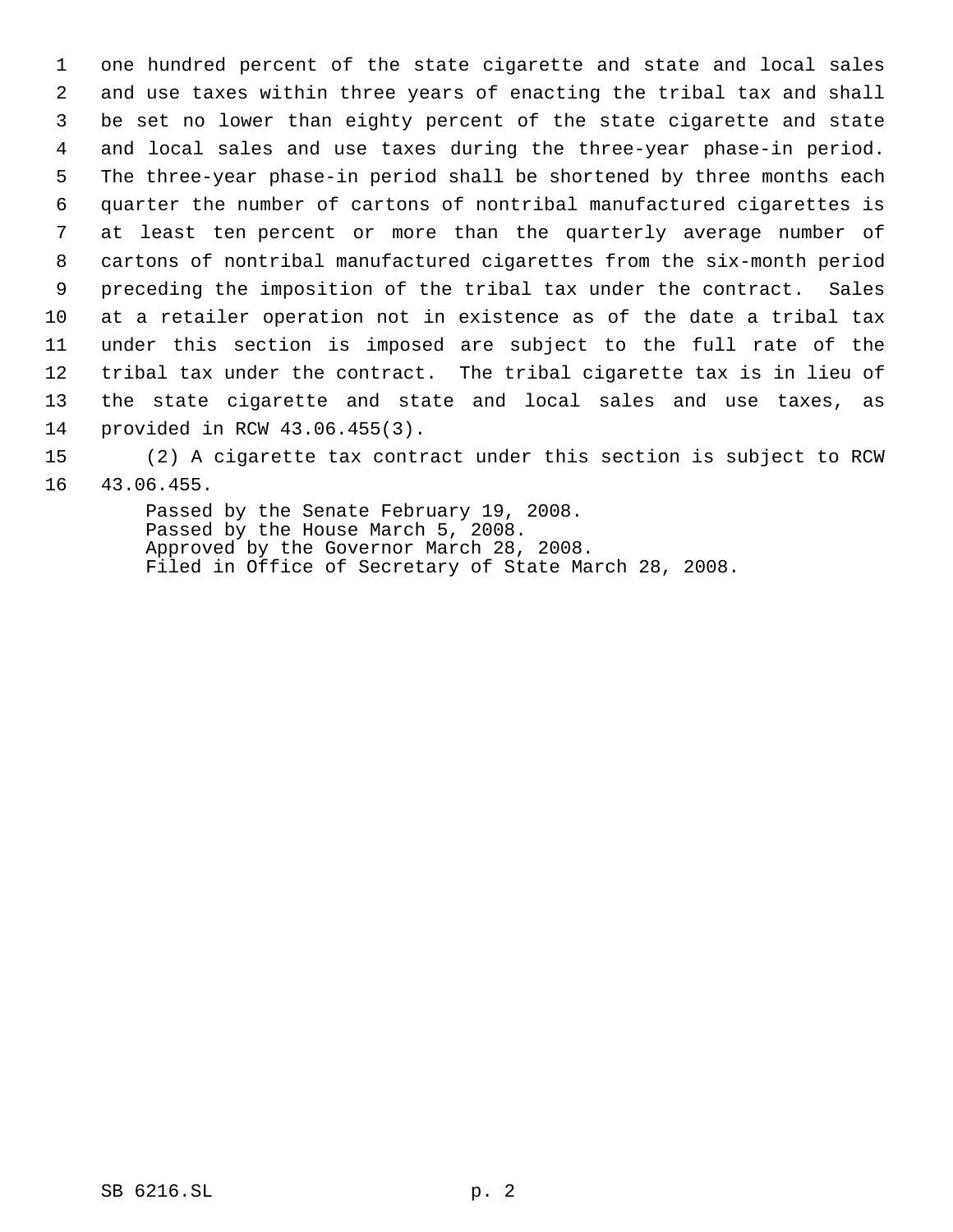one hundred percent of the state cigarette and state and local sales and use taxes within three years of enacting the tribal tax and shall be set no lower than eighty percent of the state cigarette and state and local sales and use taxes during the three-year phase-in period. The three-year phase-in period shall be shortened by three months each quarter the number of cartons of nontribal manufactured cigarettes is at least ten percent or more than the quarterly average number of cartons of nontribal manufactured cigarettes from the six-month period preceding the imposition of the tribal tax under the contract. Sales at a retailer operation not in existence as of the date a tribal tax under this section is imposed are subject to the full rate of the tribal tax under the contract. The tribal cigarette tax is in lieu of the state cigarette and state and local sales and use taxes, as provided in RCW 43.06.455(3).

(2) A cigarette tax contract under this section is subject to RCW 43.06.455.

Passed by the Senate February 19, 2008.
Passed by the House March 5, 2008.
Approved by the Governor March 28, 2008.
Filed in Office of Secretary of State March 28, 2008.